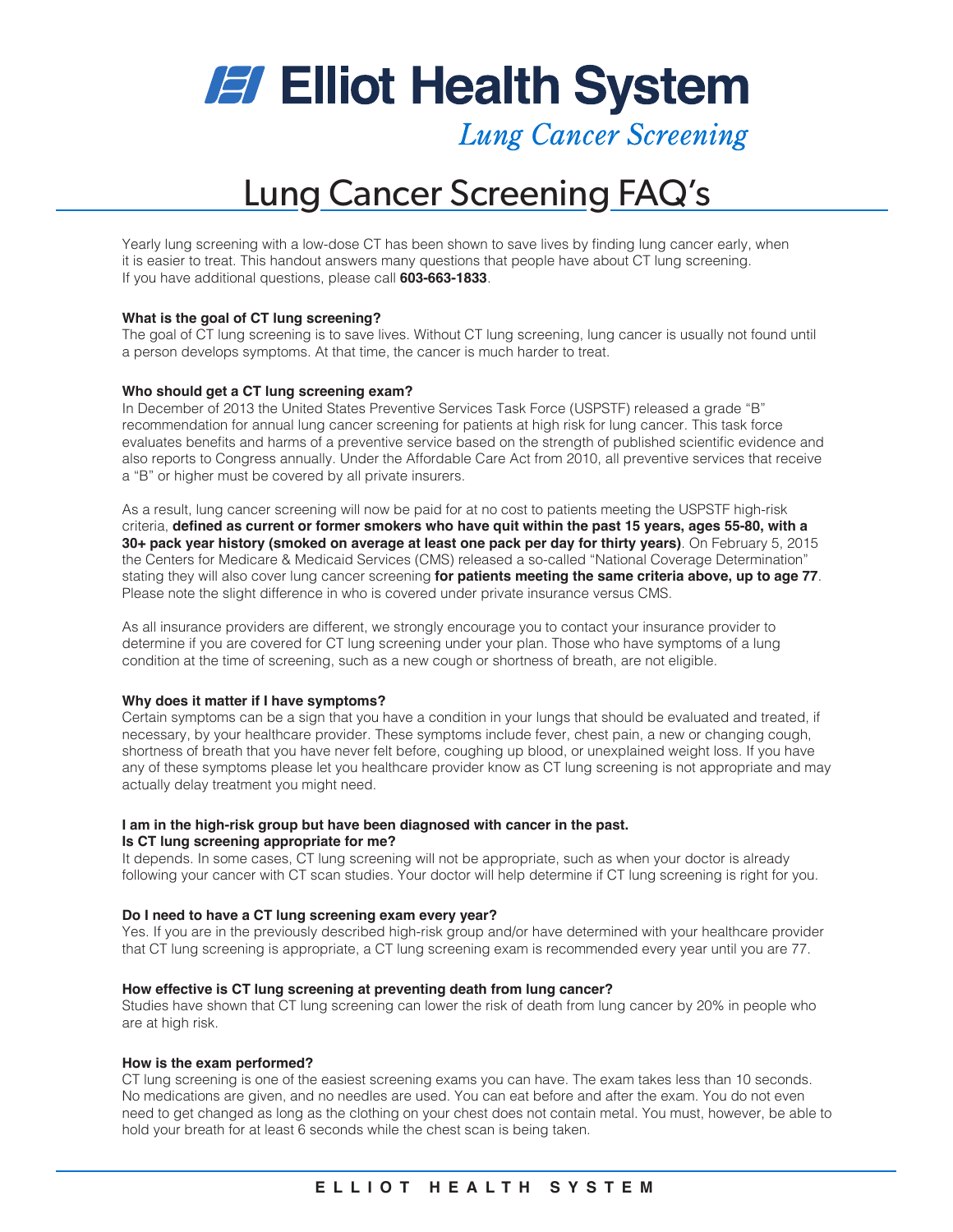# Elliot Health System

*Lung Cancer Screening*

## Lung Cancer Screening FAQ's

Yearly lung screening with a low-dose CT has been shown to save lives by finding lung cancer early, when it is easier to treat. This handout answers many questions that people have about CT lung screening. If you have additional questions, please call **603-663-1833**.

**What is the goal of CT lung screening?**
The goal of CT lung screening is to save lives. Without CT lung screening, lung cancer is usually not found until a person develops symptoms. At that time, the cancer is much harder to treat.

**Who should get a CT lung screening exam?**
In December of 2013 the United States Preventive Services Task Force (USPSTF) released a grade "B" recommendation for annual lung cancer screening for patients at high risk for lung cancer. This task force evaluates benefits and harms of a preventive service based on the strength of published scientific evidence and also reports to Congress annually. Under the Affordable Care Act from 2010, all preventive services that receive a "B" or higher must be covered by all private insurers.

As a result, lung cancer screening will now be paid for at no cost to patients meeting the USPSTF high-risk criteria, **defined as current or former smokers who have quit within the past 15 years, ages 55-80, with a 30+ pack year history (smoked on average at least one pack per day for thirty years)**. On February 5, 2015 the Centers for Medicare & Medicaid Services (CMS) released a so-called "National Coverage Determination" stating they will also cover lung cancer screening **for patients meeting the same criteria above, up to age 77**. Please note the slight difference in who is covered under private insurance versus CMS.

As all insurance providers are different, we strongly encourage you to contact your insurance provider to determine if you are covered for CT lung screening under your plan. Those who have symptoms of a lung condition at the time of screening, such as a new cough or shortness of breath, are not eligible.

**Why does it matter if I have symptoms?**
Certain symptoms can be a sign that you have a condition in your lungs that should be evaluated and treated, if necessary, by your healthcare provider. These symptoms include fever, chest pain, a new or changing cough, shortness of breath that you have never felt before, coughing up blood, or unexplained weight loss. If you have any of these symptoms please let you healthcare provider know as CT lung screening is not appropriate and may actually delay treatment you might need.

**I am in the high-risk group but have been diagnosed with cancer in the past.
Is CT lung screening appropriate for me?**
It depends. In some cases, CT lung screening will not be appropriate, such as when your doctor is already following your cancer with CT scan studies. Your doctor will help determine if CT lung screening is right for you.

**Do I need to have a CT lung screening exam every year?**
Yes. If you are in the previously described high-risk group and/or have determined with your healthcare provider that CT lung screening is appropriate, a CT lung screening exam is recommended every year until you are 77.

**How effective is CT lung screening at preventing death from lung cancer?**
Studies have shown that CT lung screening can lower the risk of death from lung cancer by 20% in people who are at high risk.

**How is the exam performed?**
CT lung screening is one of the easiest screening exams you can have. The exam takes less than 10 seconds. No medications are given, and no needles are used. You can eat before and after the exam. You do not even need to get changed as long as the clothing on your chest does not contain metal. You must, however, be able to hold your breath for at least 6 seconds while the chest scan is being taken.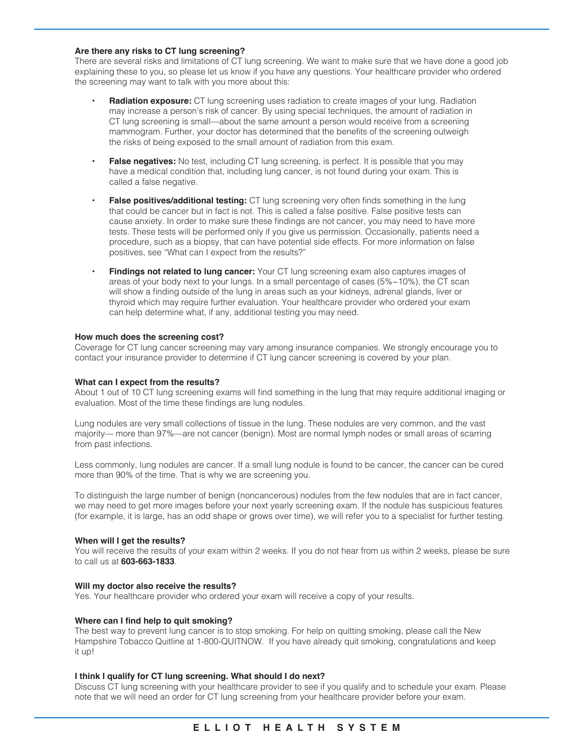### Are there any risks to CT lung screening?

There are several risks and limitations of CT lung screening. We want to make sure that we have done a good job explaining these to you, so please let us know if you have any questions. Your healthcare provider who ordered the screening may want to talk with you more about this:

- **Radiation exposure:** CT lung screening uses radiation to create images of your lung. Radiation may increase a person's risk of cancer. By using special techniques, the amount of radiation in CT lung screening is small—about the same amount a person would receive from a screening mammogram. Further, your doctor has determined that the benefits of the screening outweigh the risks of being exposed to the small amount of radiation from this exam.

- **False negatives:** No test, including CT lung screening, is perfect. It is possible that you may have a medical condition that, including lung cancer, is not found during your exam. This is called a false negative.

- **False positives/additional testing:** CT lung screening very often finds something in the lung that could be cancer but in fact is not. This is called a false positive. False positive tests can cause anxiety. In order to make sure these findings are not cancer, you may need to have more tests. These tests will be performed only if you give us permission. Occasionally, patients need a procedure, such as a biopsy, that can have potential side effects. For more information on false positives, see "What can I expect from the results?"

- **Findings not related to lung cancer:** Your CT lung screening exam also captures images of areas of your body next to your lungs. In a small percentage of cases (5%–10%), the CT scan will show a finding outside of the lung in areas such as your kidneys, adrenal glands, liver or thyroid which may require further evaluation. Your healthcare provider who ordered your exam can help determine what, if any, additional testing you may need.

### How much does the screening cost?

Coverage for CT lung cancer screening may vary among insurance companies. We strongly encourage you to contact your insurance provider to determine if CT lung cancer screening is covered by your plan.

### What can I expect from the results?

About 1 out of 10 CT lung screening exams will find something in the lung that may require additional imaging or evaluation. Most of the time these findings are lung nodules.

Lung nodules are very small collections of tissue in the lung. These nodules are very common, and the vast majority— more than 97%—are not cancer (benign). Most are normal lymph nodes or small areas of scarring from past infections.

Less commonly, lung nodules are cancer. If a small lung nodule is found to be cancer, the cancer can be cured more than 90% of the time. That is why we are screening you.

To distinguish the large number of benign (noncancerous) nodules from the few nodules that are in fact cancer, we may need to get more images before your next yearly screening exam. If the nodule has suspicious features (for example, it is large, has an odd shape or grows over time), we will refer you to a specialist for further testing.

### When will I get the results?

You will receive the results of your exam within 2 weeks. If you do not hear from us within 2 weeks, please be sure to call us at **603-663-1833**.

### Will my doctor also receive the results?

Yes. Your healthcare provider who ordered your exam will receive a copy of your results.

### Where can I find help to quit smoking?

The best way to prevent lung cancer is to stop smoking. For help on quitting smoking, please call the New Hampshire Tobacco Quitline at 1-800-QUITNOW. If you have already quit smoking, congratulations and keep it up!

### I think I qualify for CT lung screening. What should I do next?

Discuss CT lung screening with your healthcare provider to see if you qualify and to schedule your exam. Please note that we will need an order for CT lung screening from your healthcare provider before your exam.

ELLIOT HEALTH SYSTEM